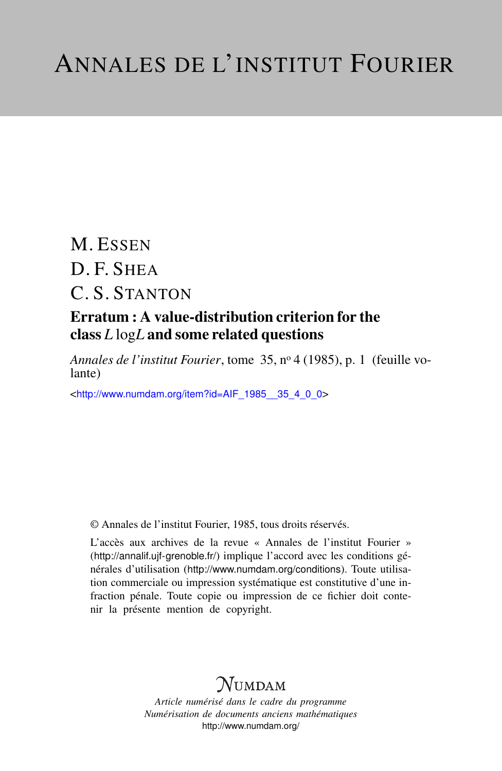# ANNALES DE L'INSTITUT FOURIER

M. ESSEN

D. F. SHEA

C. S. STANTON

**Erratum : A value-distribution criterion for the class $L\log L$ and some related questions**

*Annales de l'institut Fourier*, tome 35, nº 4 (1985), p. 1 (feuille volante)

<http://www.numdam.org/item?id=AIF_1985__35_4_0_0>

© Annales de l'institut Fourier, 1985, tous droits réservés.

L'accès aux archives de la revue « Annales de l'institut Fourier » (http://annalif.ujf-grenoble.fr/) implique l'accord avec les conditions générales d'utilisation (http://www.numdam.org/conditions). Toute utilisation commerciale ou impression systématique est constitutive d'une infraction pénale. Toute copie ou impression de ce fichier doit contenir la présente mention de copyright.

NUMDAM

*Article numérisé dans le cadre du programme*
*Numérisation de documents anciens mathématiques*
http://www.numdam.org/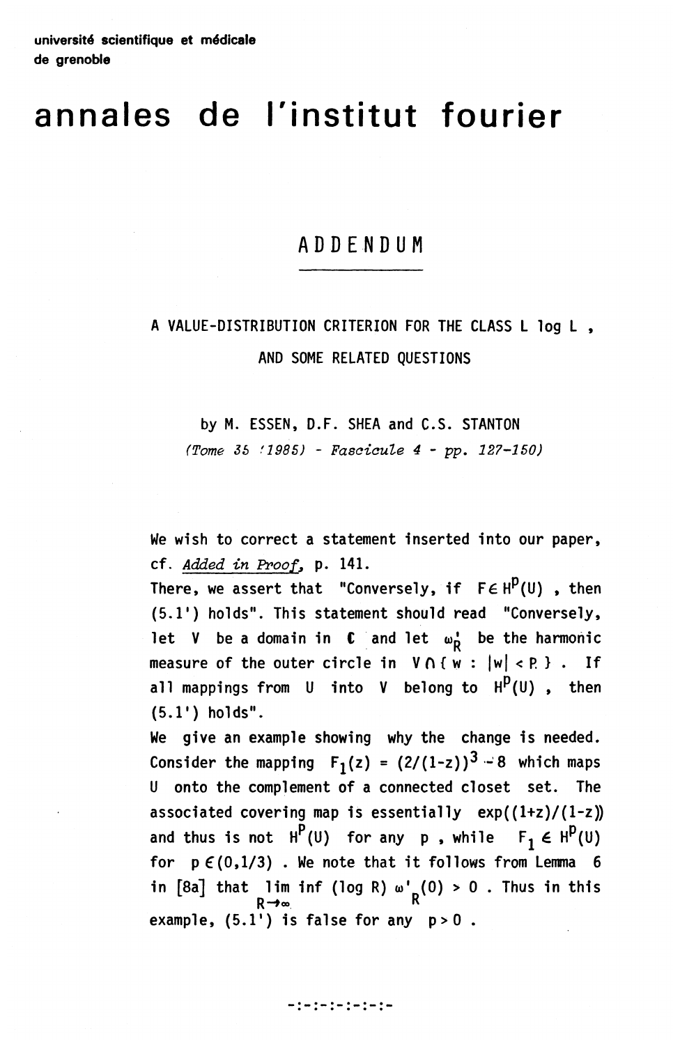université scientifique et médicale
de grenoble

# annales de l'institut fourier

## ADDENDUM

### A VALUE-DISTRIBUTION CRITERION FOR THE CLASS L log L , AND SOME RELATED QUESTIONS

by M. ESSEN, D.F. SHEA and C.S. STANTON

*(Tome 35 (1985) - Fascicule 4 - pp. 127-150)*

We wish to correct a statement inserted into our paper, cf. *Added in Proof*, p. 141.

There, we assert that "Conversely, if $F \in H^p(U)$ , then (5.1') holds". This statement should read "Conversely, let $V$ be a domain in $\mathbb{C}$ and let $\omega'_R$ be the harmonic measure of the outer circle in $V \cap \{ w : |w| < R \}$ . If all mappings from $U$ into $V$ belong to $H^p(U)$ , then (5.1') holds".

We give an example showing why the change is needed. Consider the mapping $F_1(z) = (2/(1-z))^3 - 8$ which maps $U$ onto the complement of a connected closet set. The associated covering map is essentially $\exp((1+z)/(1-z))$ and thus is not $H^p(U)$ for any $p$ , while $F_1 \in H^p(U)$ for $p \in (0,1/3)$ . We note that it follows from Lemma 6 in [8a] that $\liminf_{R \to \infty} (\log R)\, \omega'_R(0) > 0$ . Thus in this example, (5.1') is false for any $p > 0$ .

-:-:-:-:-:-:-